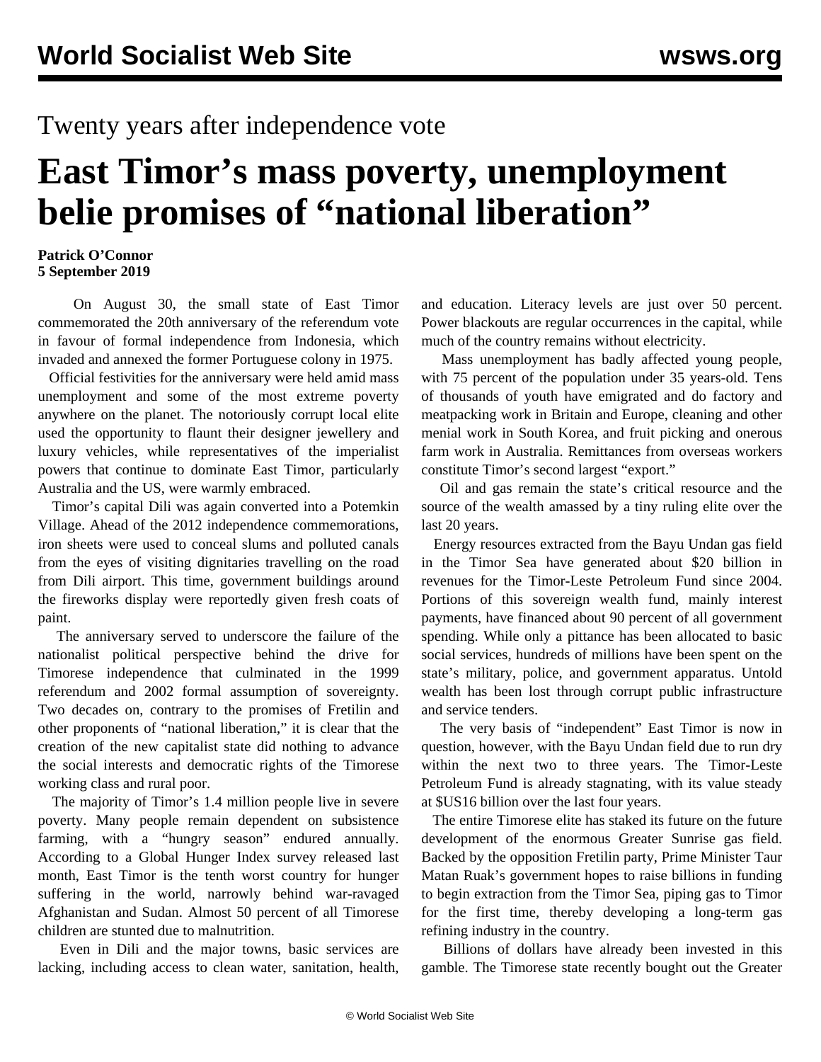Twenty years after independence vote

# East Timor's mass poverty, unemployment belie promises of "national liberation"

**Patrick O'Connor**
**5 September 2019**

On August 30, the small state of East Timor commemorated the 20th anniversary of the referendum vote in favour of formal independence from Indonesia, which invaded and annexed the former Portuguese colony in 1975.

Official festivities for the anniversary were held amid mass unemployment and some of the most extreme poverty anywhere on the planet. The notoriously corrupt local elite used the opportunity to flaunt their designer jewellery and luxury vehicles, while representatives of the imperialist powers that continue to dominate East Timor, particularly Australia and the US, were warmly embraced.

Timor's capital Dili was again converted into a Potemkin Village. Ahead of the 2012 independence commemorations, iron sheets were used to conceal slums and polluted canals from the eyes of visiting dignitaries travelling on the road from Dili airport. This time, government buildings around the fireworks display were reportedly given fresh coats of paint.

The anniversary served to underscore the failure of the nationalist political perspective behind the drive for Timorese independence that culminated in the 1999 referendum and 2002 formal assumption of sovereignty. Two decades on, contrary to the promises of Fretilin and other proponents of "national liberation," it is clear that the creation of the new capitalist state did nothing to advance the social interests and democratic rights of the Timorese working class and rural poor.

The majority of Timor's 1.4 million people live in severe poverty. Many people remain dependent on subsistence farming, with a "hungry season" endured annually. According to a Global Hunger Index survey released last month, East Timor is the tenth worst country for hunger suffering in the world, narrowly behind war-ravaged Afghanistan and Sudan. Almost 50 percent of all Timorese children are stunted due to malnutrition.

Even in Dili and the major towns, basic services are lacking, including access to clean water, sanitation, health, and education. Literacy levels are just over 50 percent. Power blackouts are regular occurrences in the capital, while much of the country remains without electricity.

Mass unemployment has badly affected young people, with 75 percent of the population under 35 years-old. Tens of thousands of youth have emigrated and do factory and meatpacking work in Britain and Europe, cleaning and other menial work in South Korea, and fruit picking and onerous farm work in Australia. Remittances from overseas workers constitute Timor's second largest "export."

Oil and gas remain the state's critical resource and the source of the wealth amassed by a tiny ruling elite over the last 20 years.

Energy resources extracted from the Bayu Undan gas field in the Timor Sea have generated about $20 billion in revenues for the Timor-Leste Petroleum Fund since 2004. Portions of this sovereign wealth fund, mainly interest payments, have financed about 90 percent of all government spending. While only a pittance has been allocated to basic social services, hundreds of millions have been spent on the state's military, police, and government apparatus. Untold wealth has been lost through corrupt public infrastructure and service tenders.

The very basis of "independent" East Timor is now in question, however, with the Bayu Undan field due to run dry within the next two to three years. The Timor-Leste Petroleum Fund is already stagnating, with its value steady at $US16 billion over the last four years.

The entire Timorese elite has staked its future on the future development of the enormous Greater Sunrise gas field. Backed by the opposition Fretilin party, Prime Minister Taur Matan Ruak's government hopes to raise billions in funding to begin extraction from the Timor Sea, piping gas to Timor for the first time, thereby developing a long-term gas refining industry in the country.

Billions of dollars have already been invested in this gamble. The Timorese state recently bought out the Greater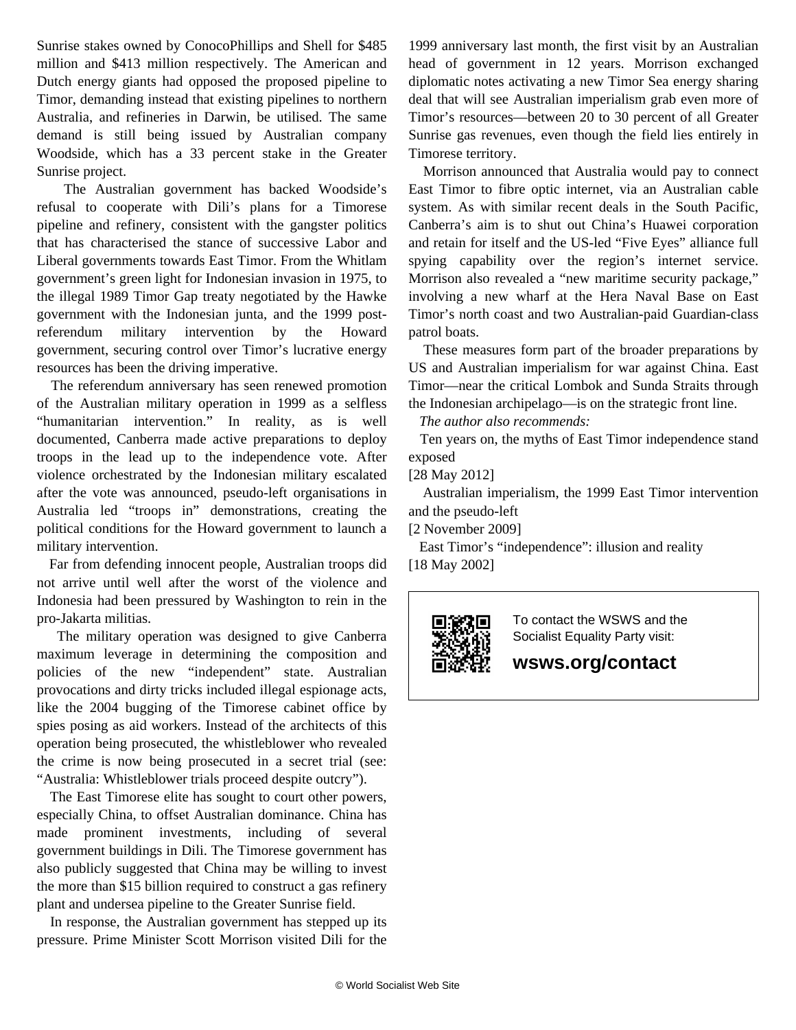Sunrise stakes owned by ConocoPhillips and Shell for $485 million and $413 million respectively. The American and Dutch energy giants had opposed the proposed pipeline to Timor, demanding instead that existing pipelines to northern Australia, and refineries in Darwin, be utilised. The same demand is still being issued by Australian company Woodside, which has a 33 percent stake in the Greater Sunrise project.

The Australian government has backed Woodside's refusal to cooperate with Dili's plans for a Timorese pipeline and refinery, consistent with the gangster politics that has characterised the stance of successive Labor and Liberal governments towards East Timor. From the Whitlam government's green light for Indonesian invasion in 1975, to the illegal 1989 Timor Gap treaty negotiated by the Hawke government with the Indonesian junta, and the 1999 post-referendum military intervention by the Howard government, securing control over Timor's lucrative energy resources has been the driving imperative.

The referendum anniversary has seen renewed promotion of the Australian military operation in 1999 as a selfless "humanitarian intervention." In reality, as is well documented, Canberra made active preparations to deploy troops in the lead up to the independence vote. After violence orchestrated by the Indonesian military escalated after the vote was announced, pseudo-left organisations in Australia led "troops in" demonstrations, creating the political conditions for the Howard government to launch a military intervention.

Far from defending innocent people, Australian troops did not arrive until well after the worst of the violence and Indonesia had been pressured by Washington to rein in the pro-Jakarta militias.

The military operation was designed to give Canberra maximum leverage in determining the composition and policies of the new "independent" state. Australian provocations and dirty tricks included illegal espionage acts, like the 2004 bugging of the Timorese cabinet office by spies posing as aid workers. Instead of the architects of this operation being prosecuted, the whistleblower who revealed the crime is now being prosecuted in a secret trial (see: "Australia: Whistleblower trials proceed despite outcry").

The East Timorese elite has sought to court other powers, especially China, to offset Australian dominance. China has made prominent investments, including of several government buildings in Dili. The Timorese government has also publicly suggested that China may be willing to invest the more than $15 billion required to construct a gas refinery plant and undersea pipeline to the Greater Sunrise field.

In response, the Australian government has stepped up its pressure. Prime Minister Scott Morrison visited Dili for the 1999 anniversary last month, the first visit by an Australian head of government in 12 years. Morrison exchanged diplomatic notes activating a new Timor Sea energy sharing deal that will see Australian imperialism grab even more of Timor's resources—between 20 to 30 percent of all Greater Sunrise gas revenues, even though the field lies entirely in Timorese territory.

Morrison announced that Australia would pay to connect East Timor to fibre optic internet, via an Australian cable system. As with similar recent deals in the South Pacific, Canberra's aim is to shut out China's Huawei corporation and retain for itself and the US-led "Five Eyes" alliance full spying capability over the region's internet service. Morrison also revealed a "new maritime security package," involving a new wharf at the Hera Naval Base on East Timor's north coast and two Australian-paid Guardian-class patrol boats.

These measures form part of the broader preparations by US and Australian imperialism for war against China. East Timor—near the critical Lombok and Sunda Straits through the Indonesian archipelago—is on the strategic front line.

*The author also recommends:*

Ten years on, the myths of East Timor independence stand exposed
[28 May 2012]

Australian imperialism, the 1999 East Timor intervention and the pseudo-left
[2 November 2009]

East Timor's "independence": illusion and reality
[18 May 2002]

To contact the WSWS and the Socialist Equality Party visit:

**wsws.org/contact**